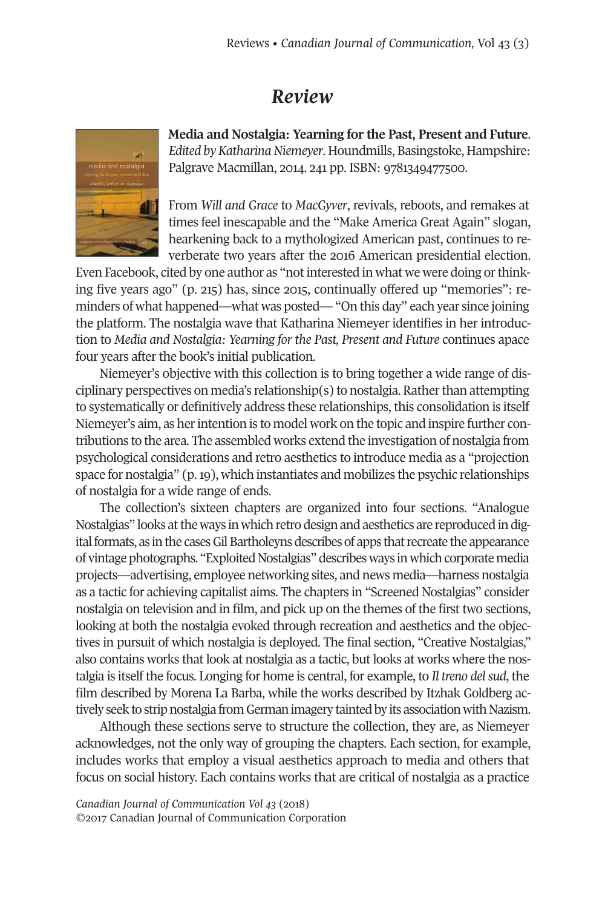# Review

**Media and Nostalgia: Yearning for the Past, Present and Future**. *Edited by Katharina Niemeyer*. Houndmills, Basingstoke, Hampshire: Palgrave Macmillan, 2014. 241 pp. ISBN: 9781349477500.

From *Will and Grace* to *MacGyver*, revivals, reboots, and remakes at times feel inescapable and the "Make America Great Again" slogan, hearkening back to a mythologized American past, continues to reverberate two years after the 2016 American presidential election. Even Facebook, cited by one author as "not interested in what we were doing or thinking five years ago" (p. 215) has, since 2015, continually offered up "memories": reminders of what happened—what was posted— "On this day" each year since joining the platform. The nostalgia wave that Katharina Niemeyer identifies in her introduction to *Media and Nostalgia: Yearning for the Past, Present and Future* continues apace four years after the book's initial publication.

Niemeyer's objective with this collection is to bring together a wide range of disciplinary perspectives on media's relationship(s) to nostalgia. Rather than attempting to systematically or definitively address these relationships, this consolidation is itself Niemeyer's aim, as her intention is to model work on the topic and inspire further contributions to the area. The assembled works extend the investigation of nostalgia from psychological considerations and retro aesthetics to introduce media as a "projection space for nostalgia" (p. 19), which instantiates and mobilizes the psychic relationships of nostalgia for a wide range of ends.

The collection's sixteen chapters are organized into four sections. "Analogue Nostalgias" looks at the ways in which retro design and aesthetics are reproduced in digital formats, as in the cases Gil Bartholeyns describes of apps that recreate the appearance of vintage photographs. "Exploited Nostalgias" describes ways in which corporate media projects—advertising, employee networking sites, and news media—harness nostalgia as a tactic for achieving capitalist aims. The chapters in "Screened Nostalgias" consider nostalgia on television and in film, and pick up on the themes of the first two sections, looking at both the nostalgia evoked through recreation and aesthetics and the objectives in pursuit of which nostalgia is deployed. The final section, "Creative Nostalgias," also contains works that look at nostalgia as a tactic, but looks at works where the nostalgia is itself the focus. Longing for home is central, for example, to *Il treno del sud*, the film described by Morena La Barba, while the works described by Itzhak Goldberg actively seek to strip nostalgia from German imagery tainted by its association with Nazism.

Although these sections serve to structure the collection, they are, as Niemeyer acknowledges, not the only way of grouping the chapters. Each section, for example, includes works that employ a visual aesthetics approach to media and others that focus on social history. Each contains works that are critical of nostalgia as a practice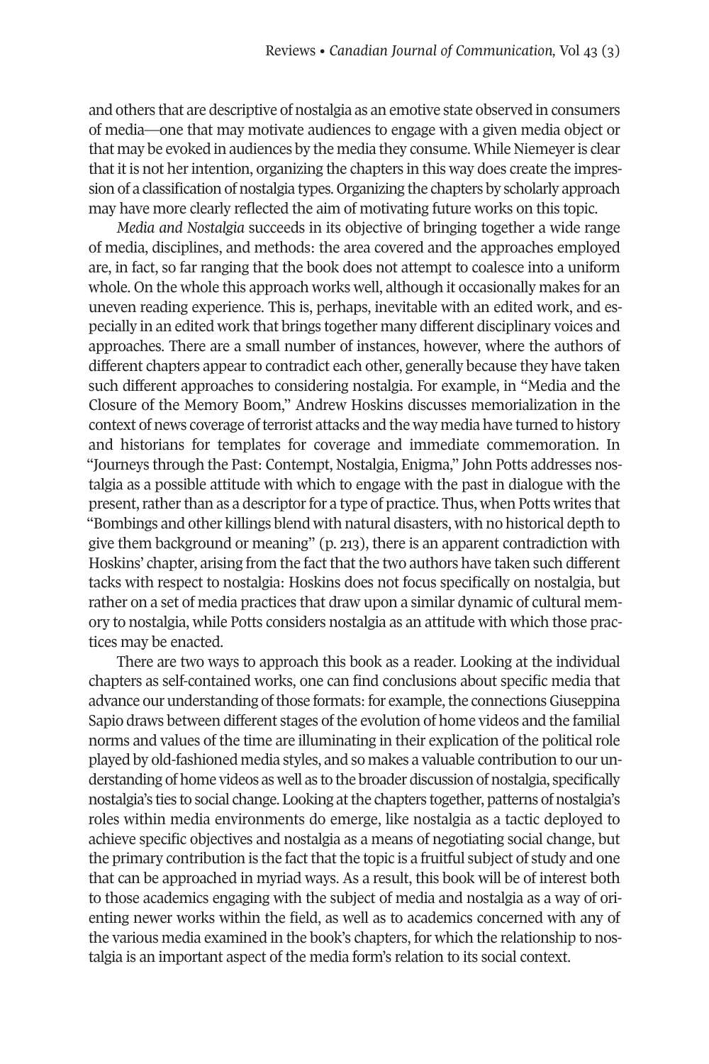and others that are descriptive of nostalgia as an emotive state observed in consumers of media—one that may motivate audiences to engage with a given media object or that may be evoked in audiences by the media they consume. While Niemeyer is clear that it is not her intention, organizing the chapters in this way does create the impression of a classification of nostalgia types. Organizing the chapters by scholarly approach may have more clearly reflected the aim of motivating future works on this topic.

*Media and Nostalgia* succeeds in its objective of bringing together a wide range of media, disciplines, and methods: the area covered and the approaches employed are, in fact, so far ranging that the book does not attempt to coalesce into a uniform whole. On the whole this approach works well, although it occasionally makes for an uneven reading experience. This is, perhaps, inevitable with an edited work, and especially in an edited work that brings together many different disciplinary voices and approaches. There are a small number of instances, however, where the authors of different chapters appear to contradict each other, generally because they have taken such different approaches to considering nostalgia. For example, in "Media and the Closure of the Memory Boom," Andrew Hoskins discusses memorialization in the context of news coverage of terrorist attacks and the way media have turned to history and historians for templates for coverage and immediate commemoration. In "Journeys through the Past: Contempt, Nostalgia, Enigma," John Potts addresses nostalgia as a possible attitude with which to engage with the past in dialogue with the present, rather than as a descriptor for a type of practice. Thus, when Potts writes that "Bombings and other killings blend with natural disasters, with no historical depth to give them background or meaning" (p. 213), there is an apparent contradiction with Hoskins' chapter, arising from the fact that the two authors have taken such different tacks with respect to nostalgia: Hoskins does not focus specifically on nostalgia, but rather on a set of media practices that draw upon a similar dynamic of cultural memory to nostalgia, while Potts considers nostalgia as an attitude with which those practices may be enacted.

There are two ways to approach this book as a reader. Looking at the individual chapters as self-contained works, one can find conclusions about specific media that advance our understanding of those formats: for example, the connections Giuseppina Sapio draws between different stages of the evolution of home videos and the familial norms and values of the time are illuminating in their explication of the political role played by old-fashioned media styles, and so makes a valuable contribution to our understanding of home videos as well as to the broader discussion of nostalgia, specifically nostalgia's ties to social change. Looking at the chapters together, patterns of nostalgia's roles within media environments do emerge, like nostalgia as a tactic deployed to achieve specific objectives and nostalgia as a means of negotiating social change, but the primary contribution is the fact that the topic is a fruitful subject of study and one that can be approached in myriad ways. As a result, this book will be of interest both to those academics engaging with the subject of media and nostalgia as a way of orienting newer works within the field, as well as to academics concerned with any of the various media examined in the book's chapters, for which the relationship to nostalgia is an important aspect of the media form's relation to its social context.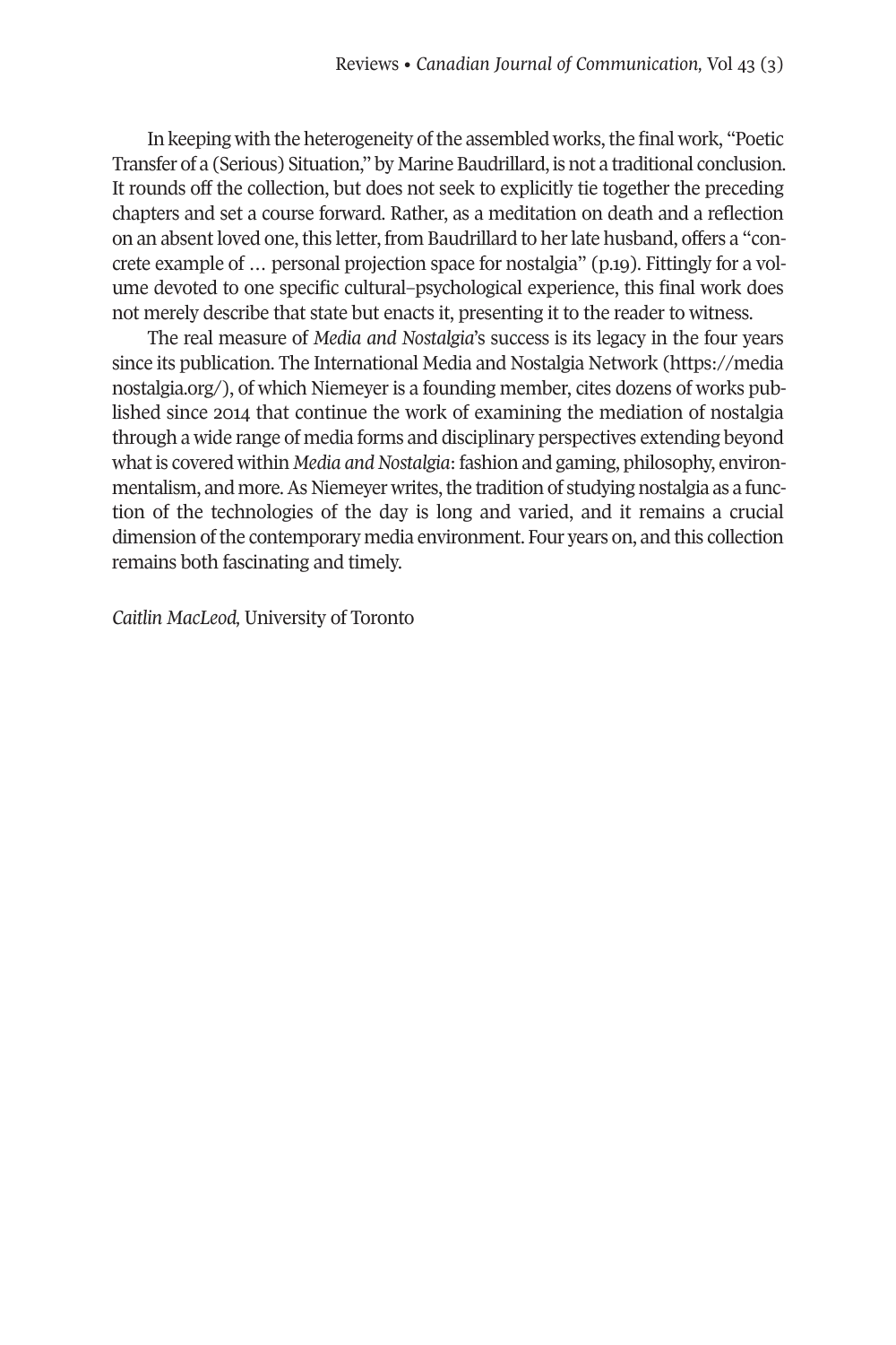In keeping with the heterogeneity of the assembled works, the final work, "Poetic Transfer of a (Serious) Situation," by Marine Baudrillard, is not a traditional conclusion. It rounds off the collection, but does not seek to explicitly tie together the preceding chapters and set a course forward. Rather, as a meditation on death and a reflection on an absent loved one, this letter, from Baudrillard to her late husband, offers a "concrete example of … personal projection space for nostalgia" (p.19). Fittingly for a volume devoted to one specific cultural–psychological experience, this final work does not merely describe that state but enacts it, presenting it to the reader to witness.

The real measure of *Media and Nostalgia*'s success is its legacy in the four years since its publication. The International Media and Nostalgia Network (https://medianostalgia.org/), of which Niemeyer is a founding member, cites dozens of works published since 2014 that continue the work of examining the mediation of nostalgia through a wide range of media forms and disciplinary perspectives extending beyond what is covered within *Media and Nostalgia*: fashion and gaming, philosophy, environmentalism, and more. As Niemeyer writes, the tradition of studying nostalgia as a function of the technologies of the day is long and varied, and it remains a crucial dimension of the contemporary media environment. Four years on, and this collection remains both fascinating and timely.

*Caitlin MacLeod,* University of Toronto